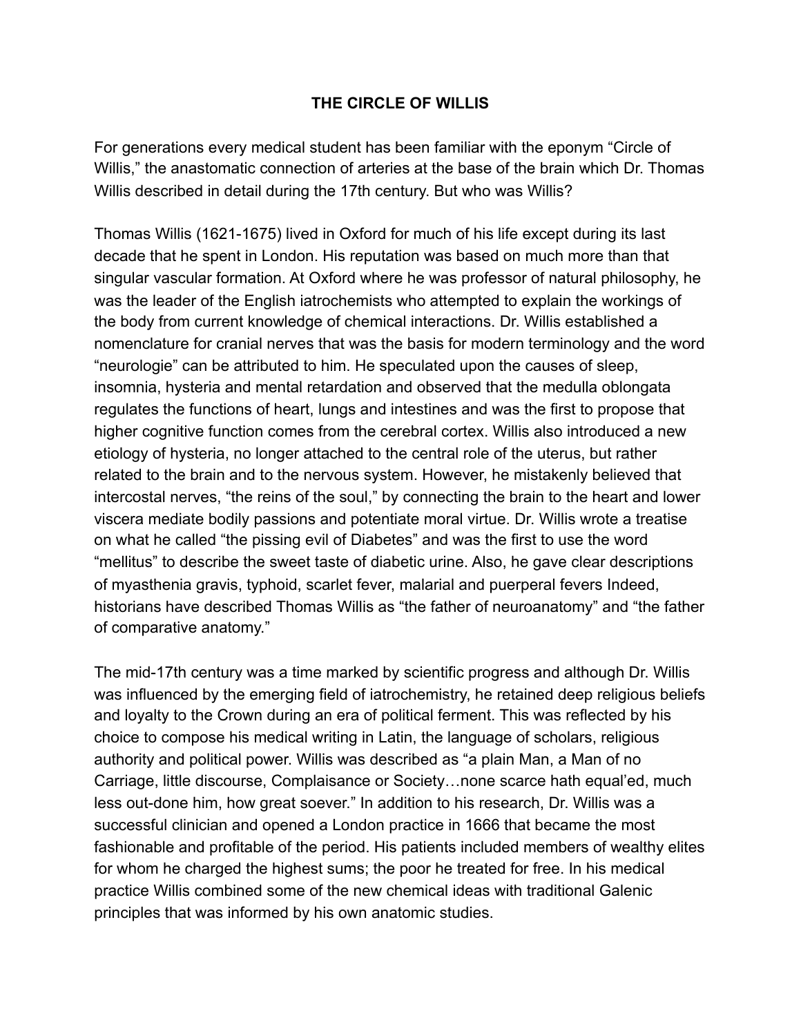# THE CIRCLE OF WILLIS

For generations every medical student has been familiar with the eponym "Circle of Willis," the anastomatic connection of arteries at the base of the brain which Dr. Thomas Willis described in detail during the 17th century. But who was Willis?

Thomas Willis (1621-1675) lived in Oxford for much of his life except during its last decade that he spent in London. His reputation was based on much more than that singular vascular formation. At Oxford where he was professor of natural philosophy, he was the leader of the English iatrochemists who attempted to explain the workings of the body from current knowledge of chemical interactions. Dr. Willis established a nomenclature for cranial nerves that was the basis for modern terminology and the word "neurologie" can be attributed to him. He speculated upon the causes of sleep, insomnia, hysteria and mental retardation and observed that the medulla oblongata regulates the functions of heart, lungs and intestines and was the first to propose that higher cognitive function comes from the cerebral cortex. Willis also introduced a new etiology of hysteria, no longer attached to the central role of the uterus, but rather related to the brain and to the nervous system. However, he mistakenly believed that intercostal nerves, "the reins of the soul," by connecting the brain to the heart and lower viscera mediate bodily passions and potentiate moral virtue. Dr. Willis wrote a treatise on what he called "the pissing evil of Diabetes" and was the first to use the word "mellitus" to describe the sweet taste of diabetic urine. Also, he gave clear descriptions of myasthenia gravis, typhoid, scarlet fever, malarial and puerperal fevers Indeed, historians have described Thomas Willis as "the father of neuroanatomy" and "the father of comparative anatomy."

The mid-17th century was a time marked by scientific progress and although Dr. Willis was influenced by the emerging field of iatrochemistry, he retained deep religious beliefs and loyalty to the Crown during an era of political ferment. This was reflected by his choice to compose his medical writing in Latin, the language of scholars, religious authority and political power. Willis was described as "a plain Man, a Man of no Carriage, little discourse, Complaisance or Society…none scarce hath equal'ed, much less out-done him, how great soever." In addition to his research, Dr. Willis was a successful clinician and opened a London practice in 1666 that became the most fashionable and profitable of the period. His patients included members of wealthy elites for whom he charged the highest sums; the poor he treated for free. In his medical practice Willis combined some of the new chemical ideas with traditional Galenic principles that was informed by his own anatomic studies.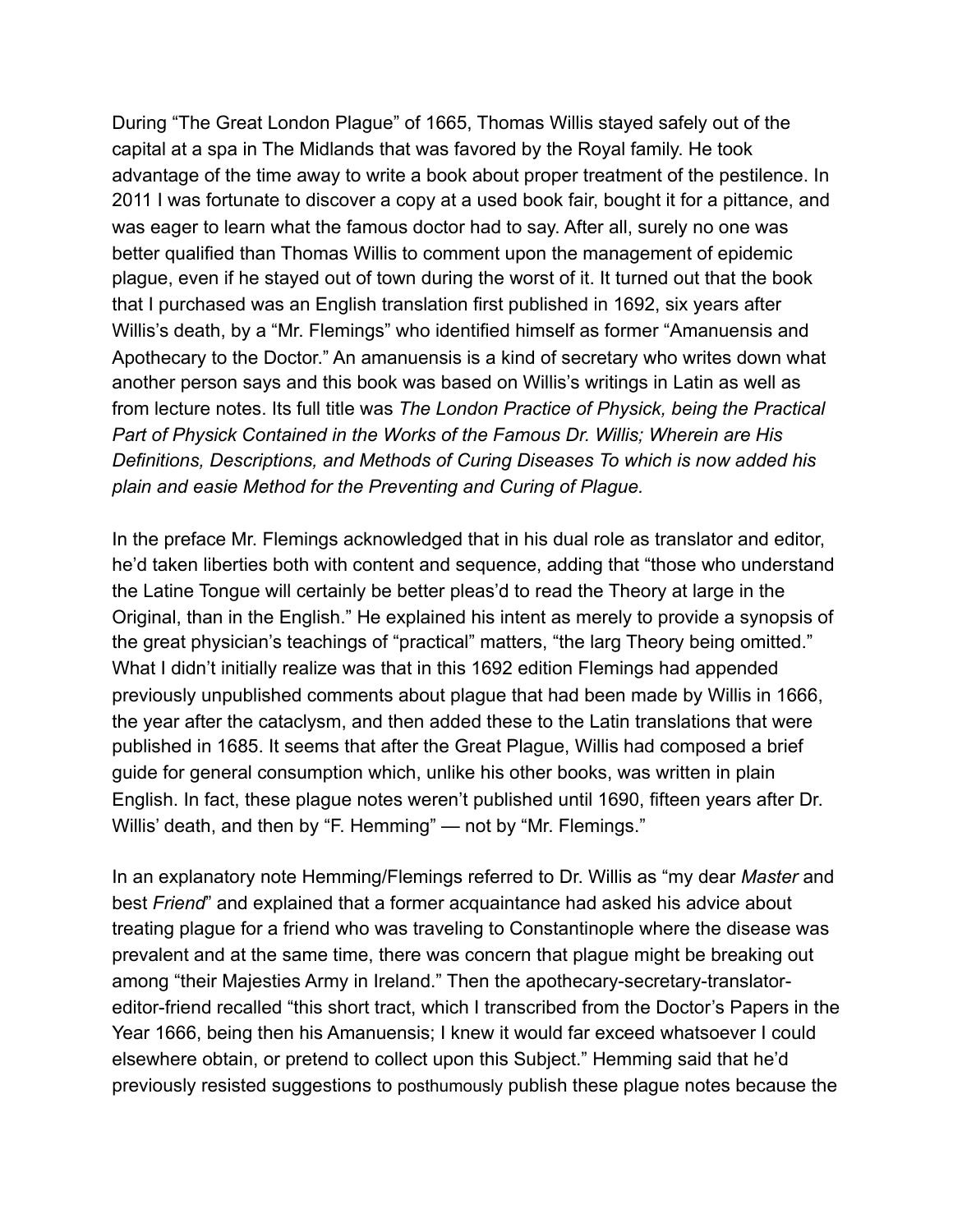During "The Great London Plague" of 1665, Thomas Willis stayed safely out of the capital at a spa in The Midlands that was favored by the Royal family. He took advantage of the time away to write a book about proper treatment of the pestilence. In 2011 I was fortunate to discover a copy at a used book fair, bought it for a pittance, and was eager to learn what the famous doctor had to say. After all, surely no one was better qualified than Thomas Willis to comment upon the management of epidemic plague, even if he stayed out of town during the worst of it. It turned out that the book that I purchased was an English translation first published in 1692, six years after Willis's death, by a "Mr. Flemings" who identified himself as former "Amanuensis and Apothecary to the Doctor." An amanuensis is a kind of secretary who writes down what another person says and this book was based on Willis's writings in Latin as well as from lecture notes. Its full title was *The London Practice of Physick, being the Practical Part of Physick Contained in the Works of the Famous Dr. Willis; Wherein are His Definitions, Descriptions, and Methods of Curing Diseases To which is now added his plain and easie Method for the Preventing and Curing of Plague.*

In the preface Mr. Flemings acknowledged that in his dual role as translator and editor, he'd taken liberties both with content and sequence, adding that "those who understand the Latine Tongue will certainly be better pleas'd to read the Theory at large in the Original, than in the English." He explained his intent as merely to provide a synopsis of the great physician's teachings of "practical" matters, "the larg Theory being omitted." What I didn't initially realize was that in this 1692 edition Flemings had appended previously unpublished comments about plague that had been made by Willis in 1666, the year after the cataclysm, and then added these to the Latin translations that were published in 1685. It seems that after the Great Plague, Willis had composed a brief guide for general consumption which, unlike his other books, was written in plain English. In fact, these plague notes weren't published until 1690, fifteen years after Dr. Willis' death, and then by "F. Hemming" — not by "Mr. Flemings."

In an explanatory note Hemming/Flemings referred to Dr. Willis as "my dear *Master* and best *Friend*" and explained that a former acquaintance had asked his advice about treating plague for a friend who was traveling to Constantinople where the disease was prevalent and at the same time, there was concern that plague might be breaking out among "their Majesties Army in Ireland." Then the apothecary-secretary-translator-editor-friend recalled "this short tract, which I transcribed from the Doctor's Papers in the Year 1666, being then his Amanuensis; I knew it would far exceed whatsoever I could elsewhere obtain, or pretend to collect upon this Subject." Hemming said that he'd previously resisted suggestions to posthumously publish these plague notes because the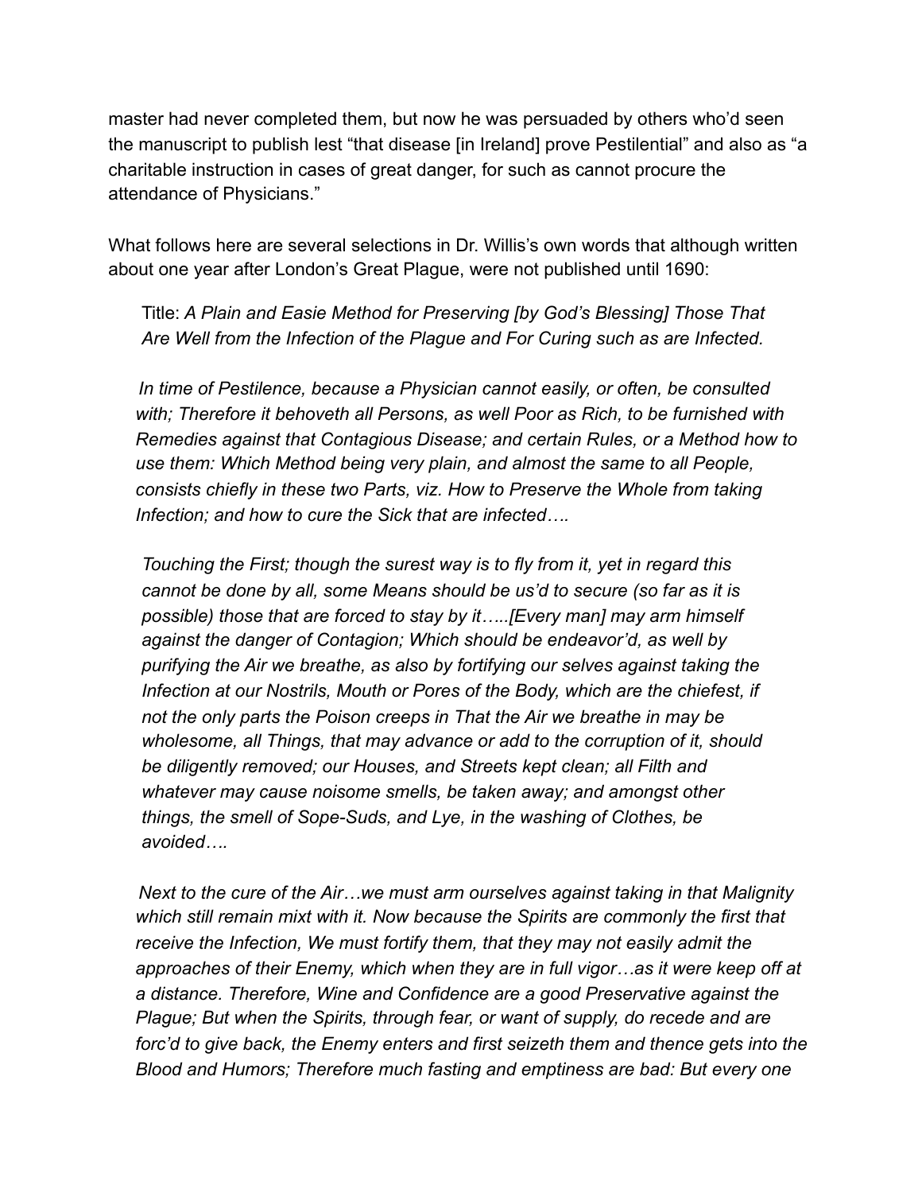master had never completed them, but now he was persuaded by others who'd seen the manuscript to publish lest "that disease [in Ireland] prove Pestilential" and also as "a charitable instruction in cases of great danger, for such as cannot procure the attendance of Physicians."

What follows here are several selections in Dr. Willis's own words that although written about one year after London's Great Plague, were not published until 1690:

> Title: *A Plain and Easie Method for Preserving [by God's Blessing] Those That Are Well from the Infection of the Plague and For Curing such as are Infected.*
>
> *In time of Pestilence, because a Physician cannot easily, or often, be consulted with; Therefore it behoveth all Persons, as well Poor as Rich, to be furnished with Remedies against that Contagious Disease; and certain Rules, or a Method how to use them: Which Method being very plain, and almost the same to all People, consists chiefly in these two Parts, viz. How to Preserve the Whole from taking Infection; and how to cure the Sick that are infected….*
>
> *Touching the First; though the surest way is to fly from it, yet in regard this cannot be done by all, some Means should be us'd to secure (so far as it is possible) those that are forced to stay by it…..[Every man] may arm himself against the danger of Contagion; Which should be endeavor'd, as well by purifying the Air we breathe, as also by fortifying our selves against taking the Infection at our Nostrils, Mouth or Pores of the Body, which are the chiefest, if not the only parts the Poison creeps in That the Air we breathe in may be wholesome, all Things, that may advance or add to the corruption of it, should be diligently removed; our Houses, and Streets kept clean; all Filth and whatever may cause noisome smells, be taken away; and amongst other things, the smell of Sope-Suds, and Lye, in the washing of Clothes, be avoided….*
>
> *Next to the cure of the Air…we must arm ourselves against taking in that Malignity which still remain mixt with it. Now because the Spirits are commonly the first that receive the Infection, We must fortify them, that they may not easily admit the approaches of their Enemy, which when they are in full vigor…as it were keep off at a distance. Therefore, Wine and Confidence are a good Preservative against the Plague; But when the Spirits, through fear, or want of supply, do recede and are forc'd to give back, the Enemy enters and first seizeth them and thence gets into the Blood and Humors; Therefore much fasting and emptiness are bad: But every one*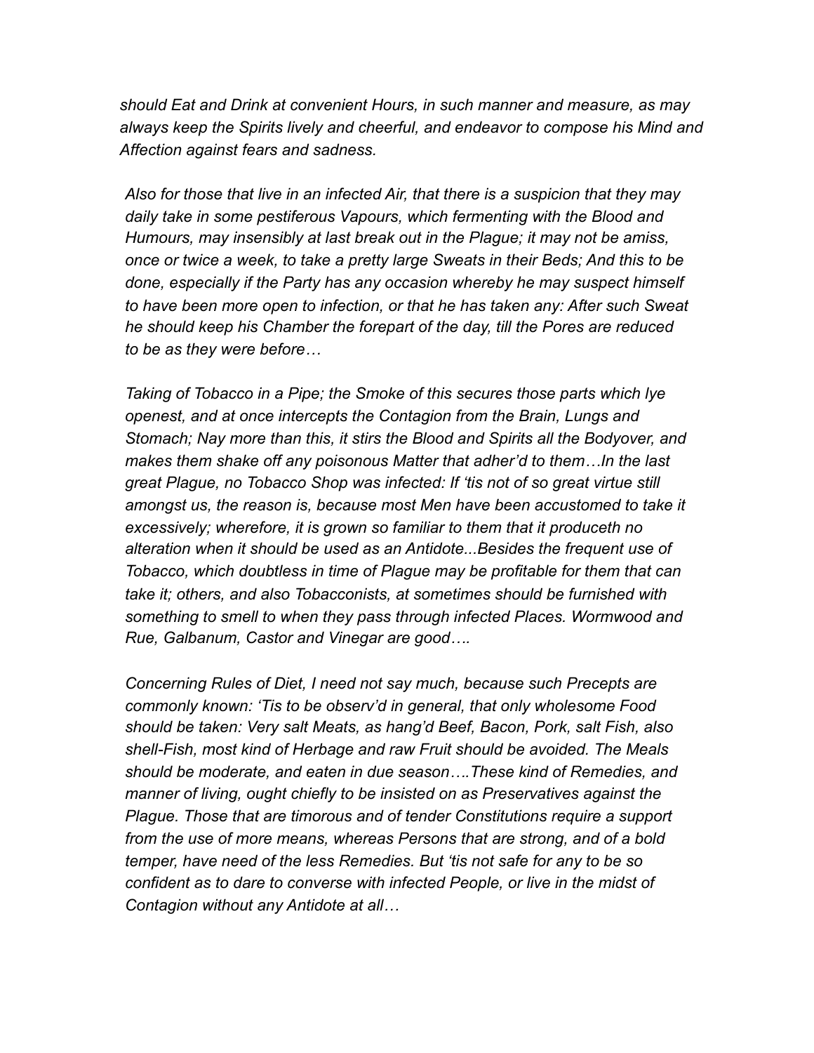*should Eat and Drink at convenient Hours, in such manner and measure, as may always keep the Spirits lively and cheerful, and endeavor to compose his Mind and Affection against fears and sadness.*

*Also for those that live in an infected Air, that there is a suspicion that they may daily take in some pestiferous Vapours, which fermenting with the Blood and Humours, may insensibly at last break out in the Plague; it may not be amiss, once or twice a week, to take a pretty large Sweats in their Beds; And this to be done, especially if the Party has any occasion whereby he may suspect himself to have been more open to infection, or that he has taken any: After such Sweat he should keep his Chamber the forepart of the day, till the Pores are reduced to be as they were before…*

*Taking of Tobacco in a Pipe; the Smoke of this secures those parts which lye openest, and at once intercepts the Contagion from the Brain, Lungs and Stomach; Nay more than this, it stirs the Blood and Spirits all the Bodyover, and makes them shake off any poisonous Matter that adher'd to them…In the last great Plague, no Tobacco Shop was infected: If 'tis not of so great virtue still amongst us, the reason is, because most Men have been accustomed to take it excessively; wherefore, it is grown so familiar to them that it produceth no alteration when it should be used as an Antidote...Besides the frequent use of Tobacco, which doubtless in time of Plague may be profitable for them that can take it; others, and also Tobacconists, at sometimes should be furnished with something to smell to when they pass through infected Places. Wormwood and Rue, Galbanum, Castor and Vinegar are good….*

*Concerning Rules of Diet, I need not say much, because such Precepts are commonly known: 'Tis to be observ'd in general, that only wholesome Food should be taken: Very salt Meats, as hang'd Beef, Bacon, Pork, salt Fish, also shell-Fish, most kind of Herbage and raw Fruit should be avoided. The Meals should be moderate, and eaten in due season….These kind of Remedies, and manner of living, ought chiefly to be insisted on as Preservatives against the Plague. Those that are timorous and of tender Constitutions require a support from the use of more means, whereas Persons that are strong, and of a bold temper, have need of the less Remedies. But 'tis not safe for any to be so confident as to dare to converse with infected People, or live in the midst of Contagion without any Antidote at all…*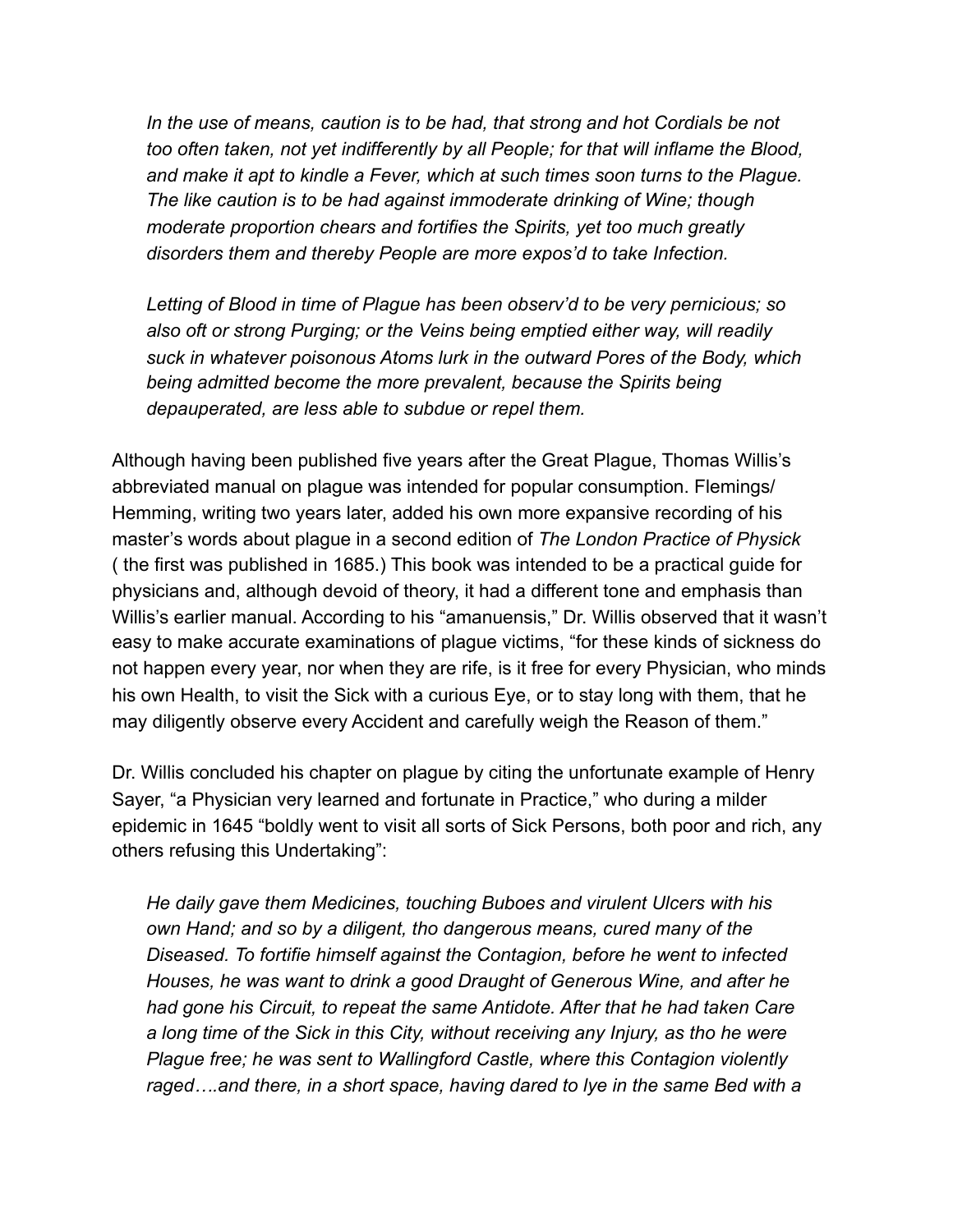*In the use of means, caution is to be had, that strong and hot Cordials be not too often taken, not yet indifferently by all People; for that will inflame the Blood, and make it apt to kindle a Fever, which at such times soon turns to the Plague. The like caution is to be had against immoderate drinking of Wine; though moderate proportion chears and fortifies the Spirits, yet too much greatly disorders them and thereby People are more expos'd to take Infection.*

*Letting of Blood in time of Plague has been observ'd to be very pernicious; so also oft or strong Purging; or the Veins being emptied either way, will readily suck in whatever poisonous Atoms lurk in the outward Pores of the Body, which being admitted become the more prevalent, because the Spirits being depauperated, are less able to subdue or repel them.*

Although having been published five years after the Great Plague, Thomas Willis's abbreviated manual on plague was intended for popular consumption. Flemings/ Hemming, writing two years later, added his own more expansive recording of his master's words about plague in a second edition of *The London Practice of Physick* ( the first was published in 1685.) This book was intended to be a practical guide for physicians and, although devoid of theory, it had a different tone and emphasis than Willis's earlier manual. According to his "amanuensis," Dr. Willis observed that it wasn't easy to make accurate examinations of plague victims, "for these kinds of sickness do not happen every year, nor when they are rife, is it free for every Physician, who minds his own Health, to visit the Sick with a curious Eye, or to stay long with them, that he may diligently observe every Accident and carefully weigh the Reason of them."

Dr. Willis concluded his chapter on plague by citing the unfortunate example of Henry Sayer, "a Physician very learned and fortunate in Practice," who during a milder epidemic in 1645 "boldly went to visit all sorts of Sick Persons, both poor and rich, any others refusing this Undertaking":

*He daily gave them Medicines, touching Buboes and virulent Ulcers with his own Hand; and so by a diligent, tho dangerous means, cured many of the Diseased. To fortifie himself against the Contagion, before he went to infected Houses, he was want to drink a good Draught of Generous Wine, and after he had gone his Circuit, to repeat the same Antidote. After that he had taken Care a long time of the Sick in this City, without receiving any Injury, as tho he were Plague free; he was sent to Wallingford Castle, where this Contagion violently raged….and there, in a short space, having dared to lye in the same Bed with a*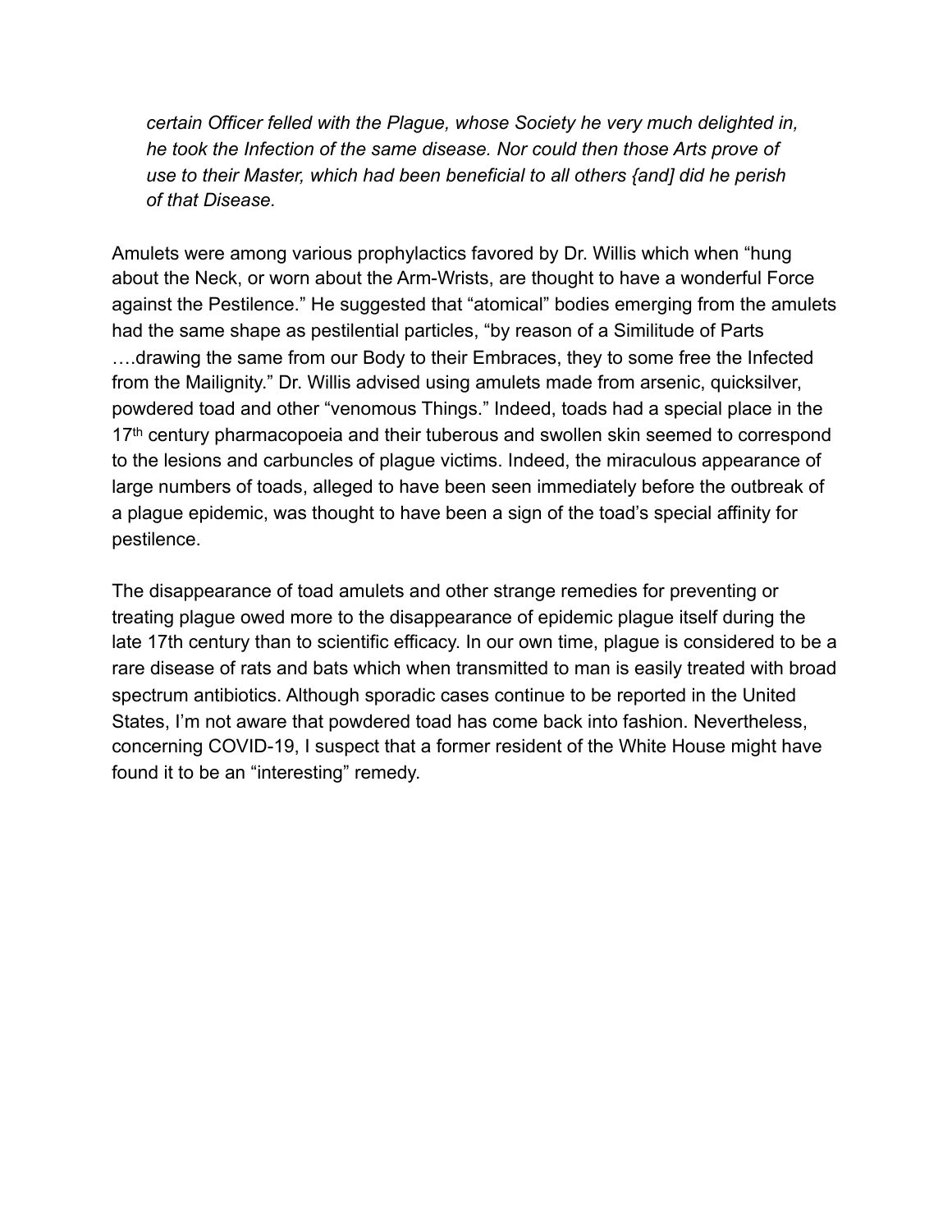*certain Officer felled with the Plague, whose Society he very much delighted in, he took the Infection of the same disease. Nor could then those Arts prove of use to their Master, which had been beneficial to all others {and] did he perish of that Disease.*

Amulets were among various prophylactics favored by Dr. Willis which when "hung about the Neck, or worn about the Arm-Wrists, are thought to have a wonderful Force against the Pestilence." He suggested that "atomical" bodies emerging from the amulets had the same shape as pestilential particles, "by reason of a Similitude of Parts ….drawing the same from our Body to their Embraces, they to some free the Infected from the Mailignity." Dr. Willis advised using amulets made from arsenic, quicksilver, powdered toad and other "venomous Things." Indeed, toads had a special place in the 17th century pharmacopoeia and their tuberous and swollen skin seemed to correspond to the lesions and carbuncles of plague victims. Indeed, the miraculous appearance of large numbers of toads, alleged to have been seen immediately before the outbreak of a plague epidemic, was thought to have been a sign of the toad's special affinity for pestilence.

The disappearance of toad amulets and other strange remedies for preventing or treating plague owed more to the disappearance of epidemic plague itself during the late 17th century than to scientific efficacy. In our own time, plague is considered to be a rare disease of rats and bats which when transmitted to man is easily treated with broad spectrum antibiotics. Although sporadic cases continue to be reported in the United States, I'm not aware that powdered toad has come back into fashion. Nevertheless, concerning COVID-19, I suspect that a former resident of the White House might have found it to be an "interesting" remedy.